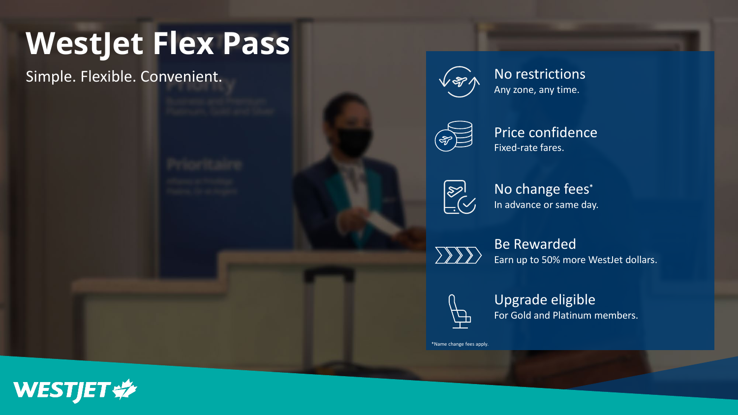# WestJet Flex Pass

Simple. Flexible. Convenient.

**No restrictions**
Any zone, any time.

**Price confidence**
Fixed-rate fares.

**No change fees***
In advance or same day.

**Be Rewarded**
Earn up to 50% more WestJet dollars.

**Upgrade eligible**
For Gold and Platinum members.

*Name change fees apply.

WESTJET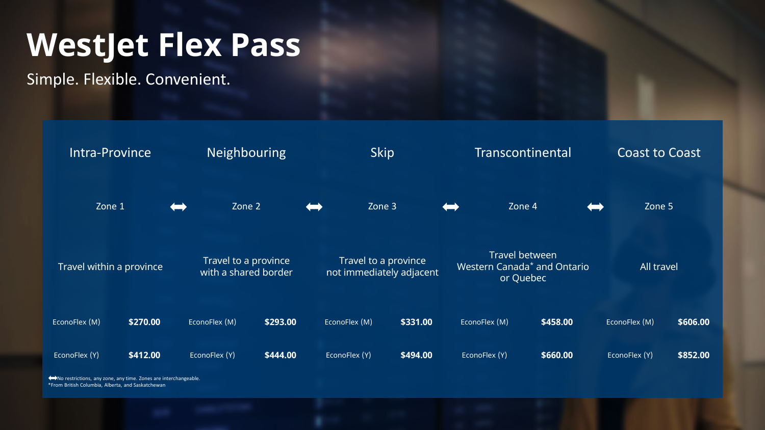# WestJet Flex Pass

Simple. Flexible. Convenient.

| Intra-Province | | Neighbouring | | Skip | | Transcontinental | | Coast to Coast | |
|---|---|---|---|---|---|---|---|---|---|
| Zone 1 | ⟷ | Zone 2 | ⟷ | Zone 3 | ⟷ | Zone 4 | ⟷ | Zone 5 | |
| Travel within a province | | Travel to a province with a shared border | | Travel to a province not immediately adjacent | | Travel between Western Canada* and Ontario or Quebec | | All travel | |
| EconoFlex (M) | **$270.00** | EconoFlex (M) | **$293.00** | EconoFlex (M) | **$331.00** | EconoFlex (M) | **$458.00** | EconoFlex (M) | **$606.00** |
| EconoFlex (Y) | **$412.00** | EconoFlex (Y) | **$444.00** | EconoFlex (Y) | **$494.00** | EconoFlex (Y) | **$660.00** | EconoFlex (Y) | **$852.00** |

⟷No restrictions, any zone, any time. Zones are interchangeable.
*From British Columbia, Alberta, and Saskatchewan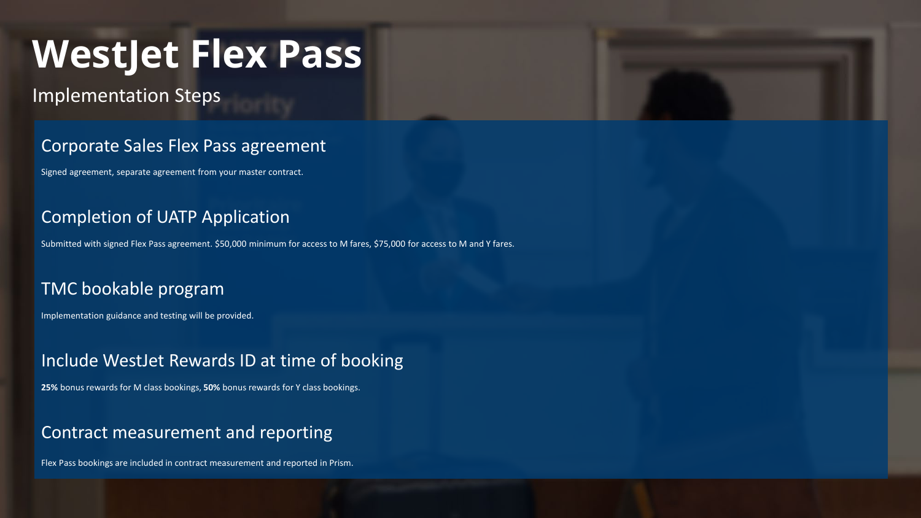# WestJet Flex Pass

Implementation Steps

## Corporate Sales Flex Pass agreement

Signed agreement, separate agreement from your master contract.

## Completion of UATP Application

Submitted with signed Flex Pass agreement. $50,000 minimum for access to M fares, $75,000 for access to M and Y fares.

## TMC bookable program

Implementation guidance and testing will be provided.

## Include WestJet Rewards ID at time of booking

**25%** bonus rewards for M class bookings, **50%** bonus rewards for Y class bookings.

## Contract measurement and reporting

Flex Pass bookings are included in contract measurement and reported in Prism.